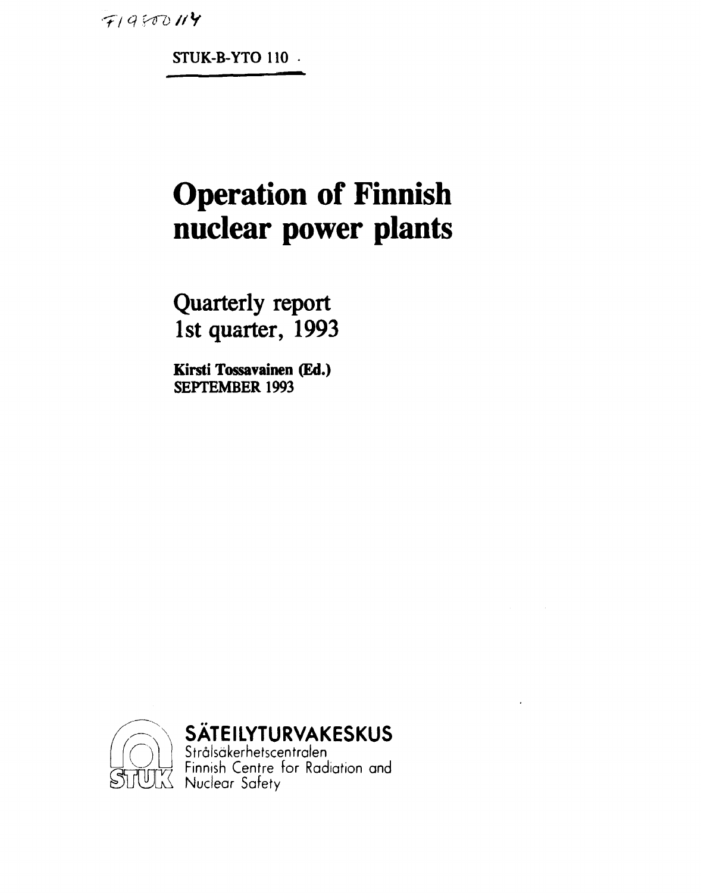FI9400114

STUK-B-YTO 110

# Operation of Finnish nuclear power plants

## Quarterly report 1st quarter, 1993

**Kirsti Tossavainen (Ed.)**
**SEPTEMBER 1993**

**SÄTEILYTURVAKESKUS**
Strålsäkerhetscentralen
Finnish Centre for Radiation and Nuclear Safety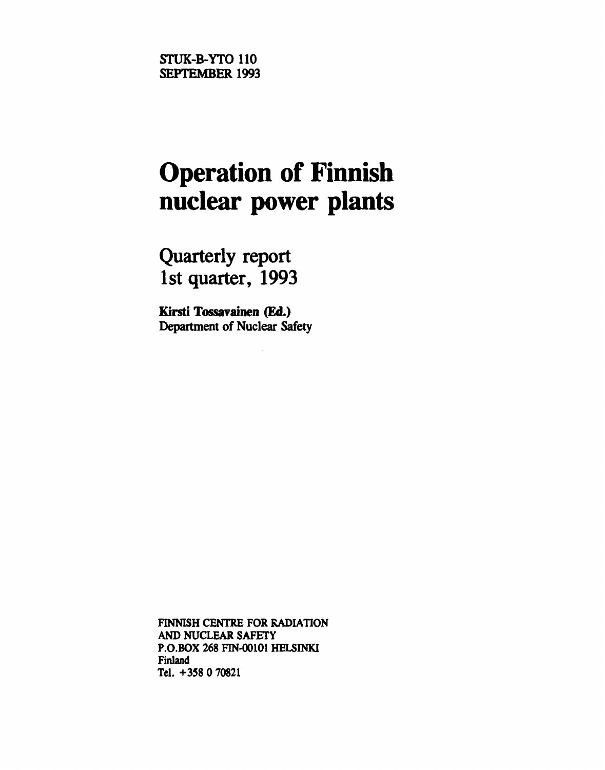STUK-B-YTO 110
SEPTEMBER 1993

# Operation of Finnish nuclear power plants

## Quarterly report 1st quarter, 1993

**Kirsti Tossavainen (Ed.)**
Department of Nuclear Safety

FINNISH CENTRE FOR RADIATION
AND NUCLEAR SAFETY
P.O.BOX 268 FIN-00101 HELSINKI
Finland
Tel. +358 0 70821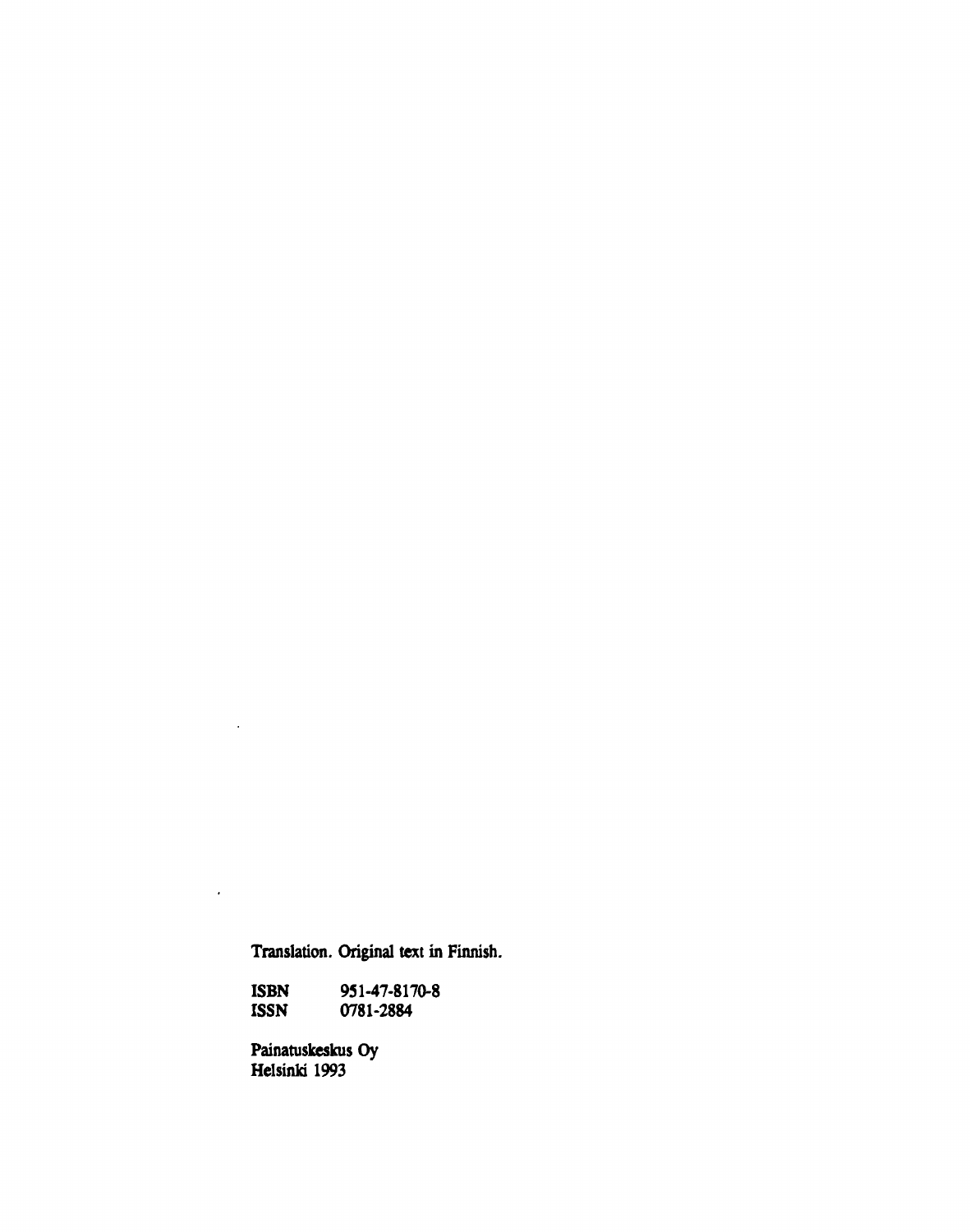Translation. Original text in Finnish.

| ISBN | 951-47-8170-8 |
| --- | --- |
| ISSN | 0781-2884 |

Painatuskeskus Oy
Helsinki 1993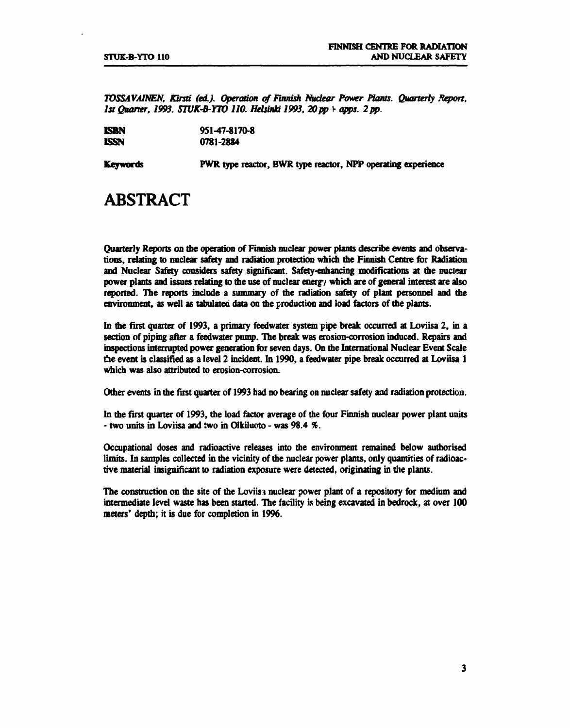*TOSSAVAINEN, Kirsti (ed.). Operation of Finnish Nuclear Power Plants. Quarterly Report, 1st Quarter, 1993. STUK-B-YTO 110. Helsinki 1993, 20 pp + apps. 2 pp.*

| | |
|---|---|
| **ISBN** | 951-47-8170-8 |
| **ISSN** | 0781-2884 |

**Keywords** PWR type reactor, BWR type reactor, NPP operating experience

# ABSTRACT

Quarterly Reports on the operation of Finnish nuclear power plants describe events and observations, relating to nuclear safety and radiation protection which the Finnish Centre for Radiation and Nuclear Safety considers safety significant. Safety-enhancing modifications at the nuclear power plants and issues relating to the use of nuclear energy which are of general interest are also reported. The reports include a summary of the radiation safety of plant personnel and the environment, as well as tabulated data on the production and load factors of the plants.

In the first quarter of 1993, a primary feedwater system pipe break occurred at Loviisa 2, in a section of piping after a feedwater pump. The break was erosion-corrosion induced. Repairs and inspections interrupted power generation for seven days. On the International Nuclear Event Scale the event is classified as a level 2 incident. In 1990, a feedwater pipe break occurred at Loviisa 1 which was also attributed to erosion-corrosion.

Other events in the first quarter of 1993 had no bearing on nuclear safety and radiation protection.

In the first quarter of 1993, the load factor average of the four Finnish nuclear power plant units - two units in Loviisa and two in Olkiluoto - was 98.4 %.

Occupational doses and radioactive releases into the environment remained below authorised limits. In samples collected in the vicinity of the nuclear power plants, only quantities of radioactive material insignificant to radiation exposure were detected, originating in the plants.

The construction on the site of the Loviisa nuclear power plant of a repository for medium and intermediate level waste has been started. The facility is being excavated in bedrock, at over 100 meters' depth; it is due for completion in 1996.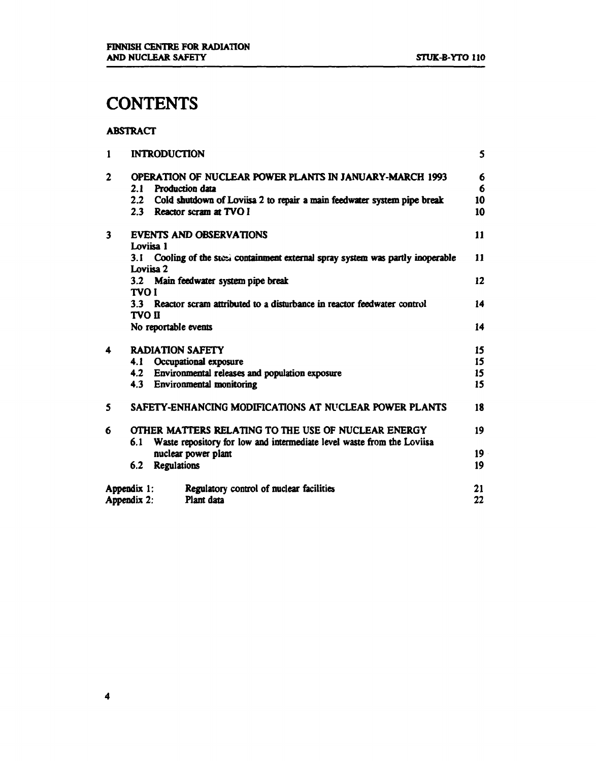# CONTENTS

**ABSTRACT**

| | | |
|---|---|---|
| **1** | **INTRODUCTION** | **5** |
| **2** | **OPERATION OF NUCLEAR POWER PLANTS IN JANUARY-MARCH 1993** | **6** |
| | 2.1 Production data | 6 |
| | 2.2 Cold shutdown of Loviisa 2 to repair a main feedwater system pipe break | 10 |
| | 2.3 Reactor scram at TVO I | 10 |
| **3** | **EVENTS AND OBSERVATIONS** | **11** |
| | Loviisa 1 | |
| | 3.1 Cooling of the steel containment external spray system was partly inoperable | 11 |
| | Loviisa 2 | |
| | 3.2 Main feedwater system pipe break | 12 |
| | TVO I | |
| | 3.3 Reactor scram attributed to a disturbance in reactor feedwater control | 14 |
| | TVO II | |
| | No reportable events | 14 |
| **4** | **RADIATION SAFETY** | **15** |
| | 4.1 Occupational exposure | 15 |
| | 4.2 Environmental releases and population exposure | 15 |
| | 4.3 Environmental monitoring | 15 |
| **5** | **SAFETY-ENHANCING MODIFICATIONS AT NUCLEAR POWER PLANTS** | **18** |
| **6** | **OTHER MATTERS RELATING TO THE USE OF NUCLEAR ENERGY** | **19** |
| | 6.1 Waste repository for low and intermediate level waste from the Loviisa nuclear power plant | 19 |
| | 6.2 Regulations | 19 |

| | | |
|---|---|---|
| Appendix 1: | Regulatory control of nuclear facilities | 21 |
| Appendix 2: | Plant data | 22 |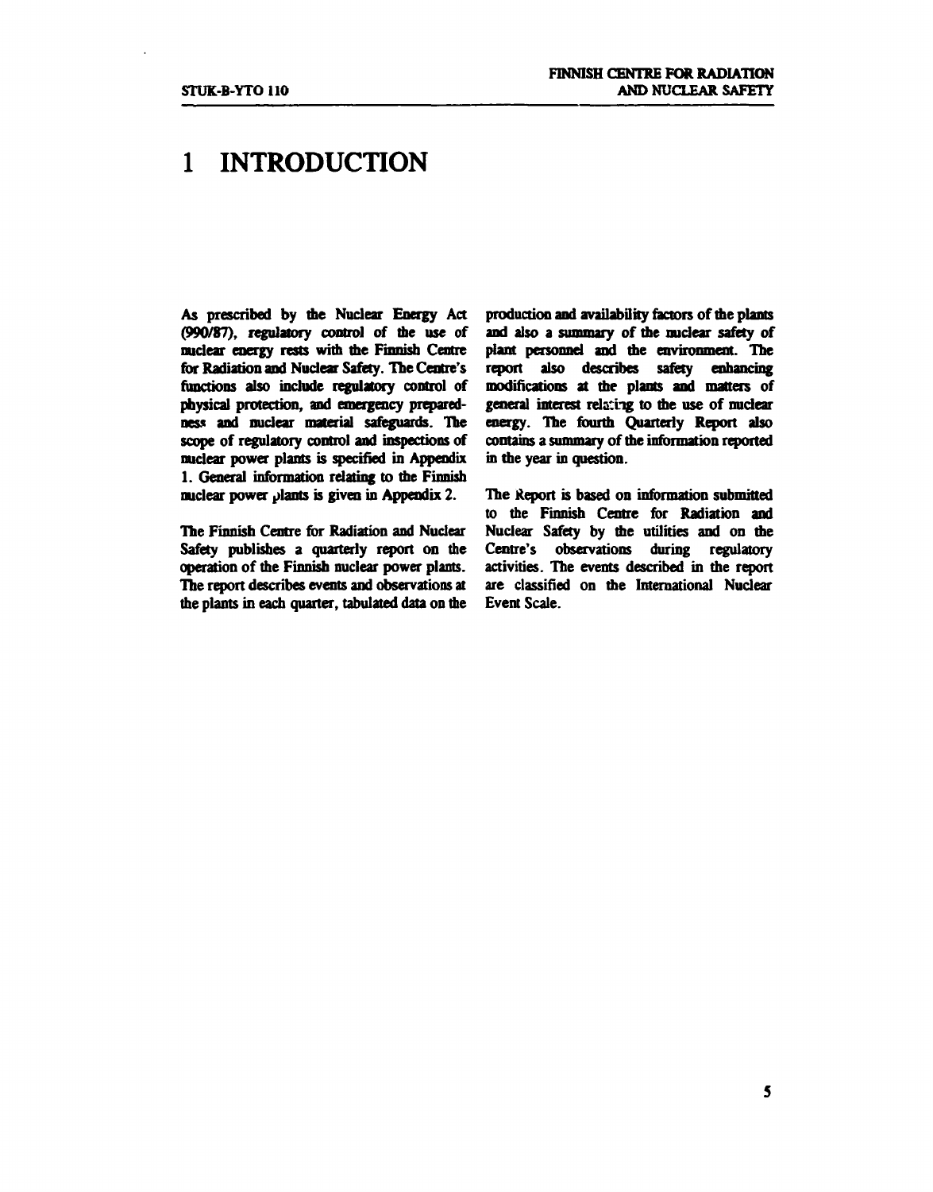# 1 INTRODUCTION

As prescribed by the Nuclear Energy Act (990/87), regulatory control of the use of nuclear energy rests with the Finnish Centre for Radiation and Nuclear Safety. The Centre's functions also include regulatory control of physical protection, and emergency preparedness and nuclear material safeguards. The scope of regulatory control and inspections of nuclear power plants is specified in Appendix 1. General information relating to the Finnish nuclear power plants is given in Appendix 2.

The Finnish Centre for Radiation and Nuclear Safety publishes a quarterly report on the operation of the Finnish nuclear power plants. The report describes events and observations at the plants in each quarter, tabulated data on the production and availability factors of the plants and also a summary of the nuclear safety of plant personnel and the environment. The report also describes safety enhancing modifications at the plants and matters of general interest relating to the use of nuclear energy. The fourth Quarterly Report also contains a summary of the information reported in the year in question.

The Report is based on information submitted to the Finnish Centre for Radiation and Nuclear Safety by the utilities and on the Centre's observations during regulatory activities. The events described in the report are classified on the International Nuclear Event Scale.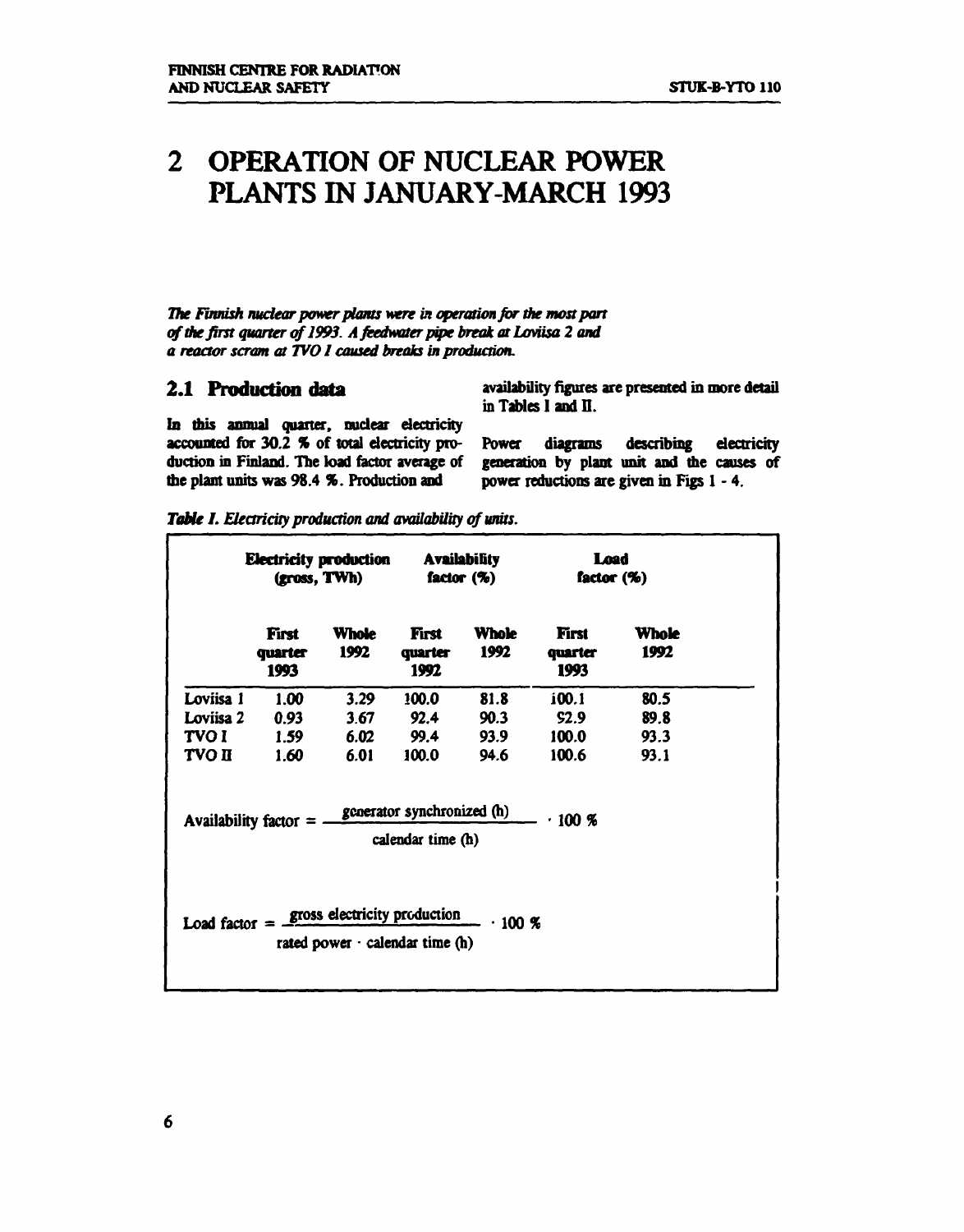# 2 OPERATION OF NUCLEAR POWER PLANTS IN JANUARY-MARCH 1993

*The Finnish nuclear power plants were in operation for the most part of the first quarter of 1993. A feedwater pipe break at Loviisa 2 and a reactor scram at TVO I caused breaks in production.*

## 2.1 Production data

In this annual quarter, nuclear electricity accounted for 30.2 % of total electricity production in Finland. The load factor average of the plant units was 98.4 %. Production and availability figures are presented in more detail in Tables I and II.

Power diagrams describing electricity generation by plant unit and the causes of power reductions are given in Figs 1 - 4.

***Table I.*** *Electricity production and availability of units.*

| | Electricity production (gross, TWh) | | Availability factor (%) | | Load factor (%) | |
|---|---|---|---|---|---|---|
| | First quarter 1993 | Whole 1992 | First quarter 1992 | Whole 1992 | First quarter 1993 | Whole 1992 |
| Loviisa 1 | 1.00 | 3.29 | 100.0 | 81.8 | 100.1 | 80.5 |
| Loviisa 2 | 0.93 | 3.67 | 92.4 | 90.3 | 92.9 | 89.8 |
| TVO I | 1.59 | 6.02 | 99.4 | 93.9 | 100.0 | 93.3 |
| TVO II | 1.60 | 6.01 | 100.0 | 94.6 | 100.6 | 93.1 |

$$\text{Availability factor} = \frac{\text{generator synchronized (h)}}{\text{calendar time (h)}} \cdot 100\ \%$$

$$\text{Load factor} = \frac{\text{gross electricity production}}{\text{rated power} \cdot \text{calendar time (h)}} \cdot 100\ \%$$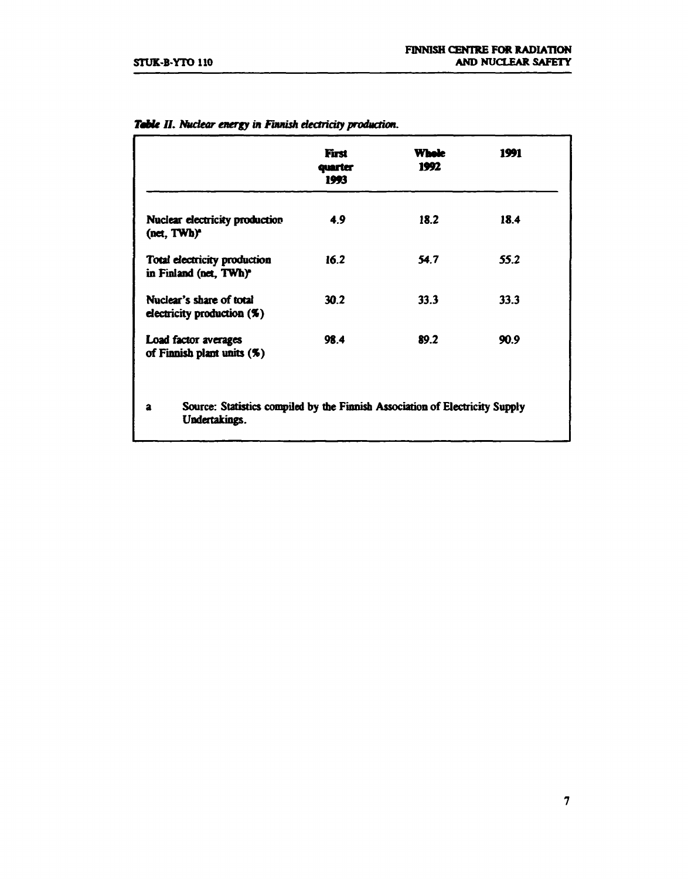*Table II. Nuclear energy in Finnish electricity production.*

| | First quarter 1993 | Whole 1992 | 1991 |
|---|---|---|---|
| Nuclear electricity production (net, TWh)[a] | 4.9 | 18.2 | 18.4 |
| Total electricity production in Finland (net, TWh)[a] | 16.2 | 54.7 | 55.2 |
| Nuclear's share of total electricity production (%) | 30.2 | 33.3 | 33.3 |
| Load factor averages of Finnish plant units (%) | 98.4 | 89.2 | 90.9 |

a Source: Statistics compiled by the Finnish Association of Electricity Supply Undertakings.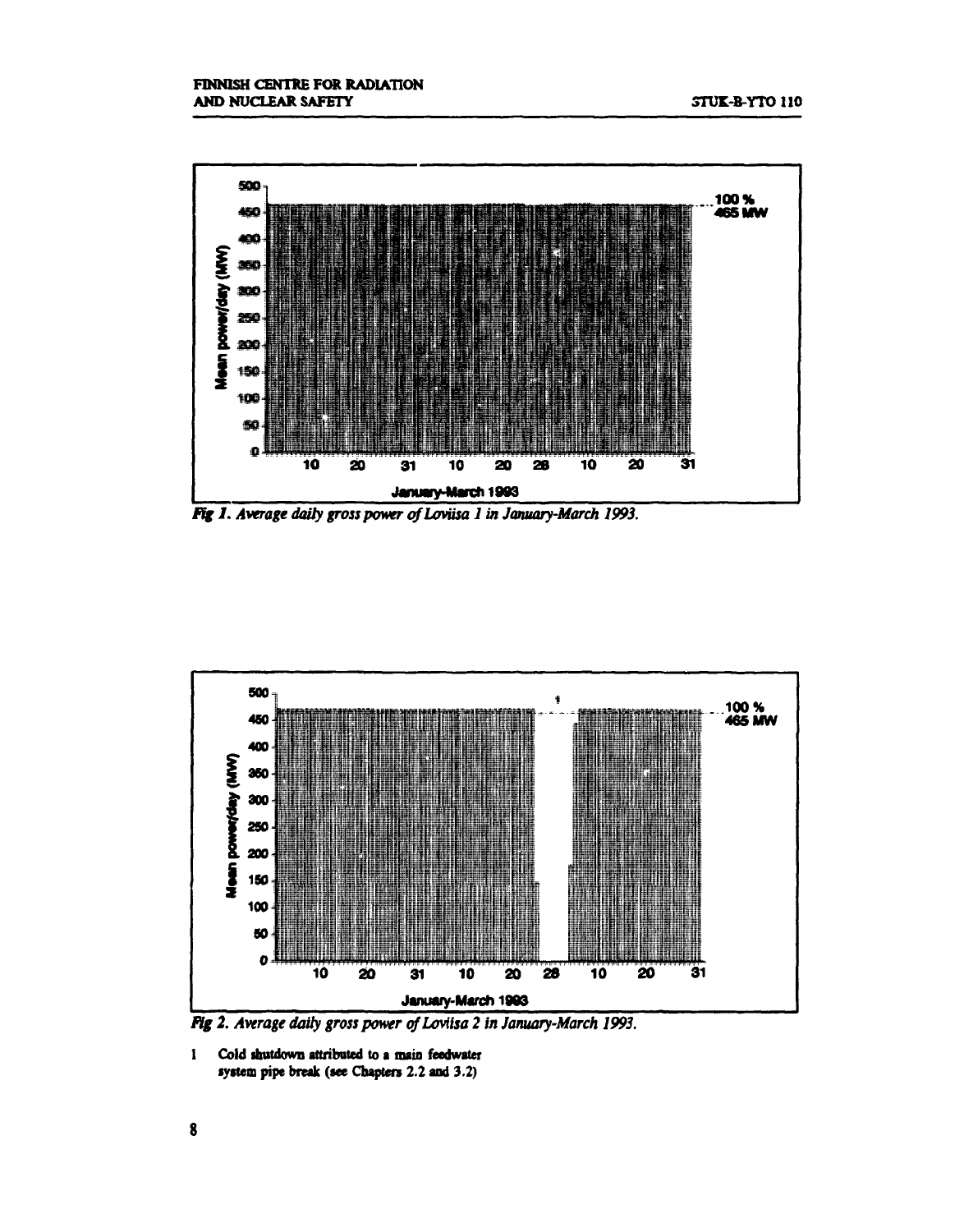Fig 1. *Average daily gross power of Loviisa 1 in January-March 1993.*

Fig 2. *Average daily gross power of Loviisa 2 in January-March 1993.*

1 Cold shutdown attributed to a main feedwater system pipe break (see Chapters 2.2 and 3.2)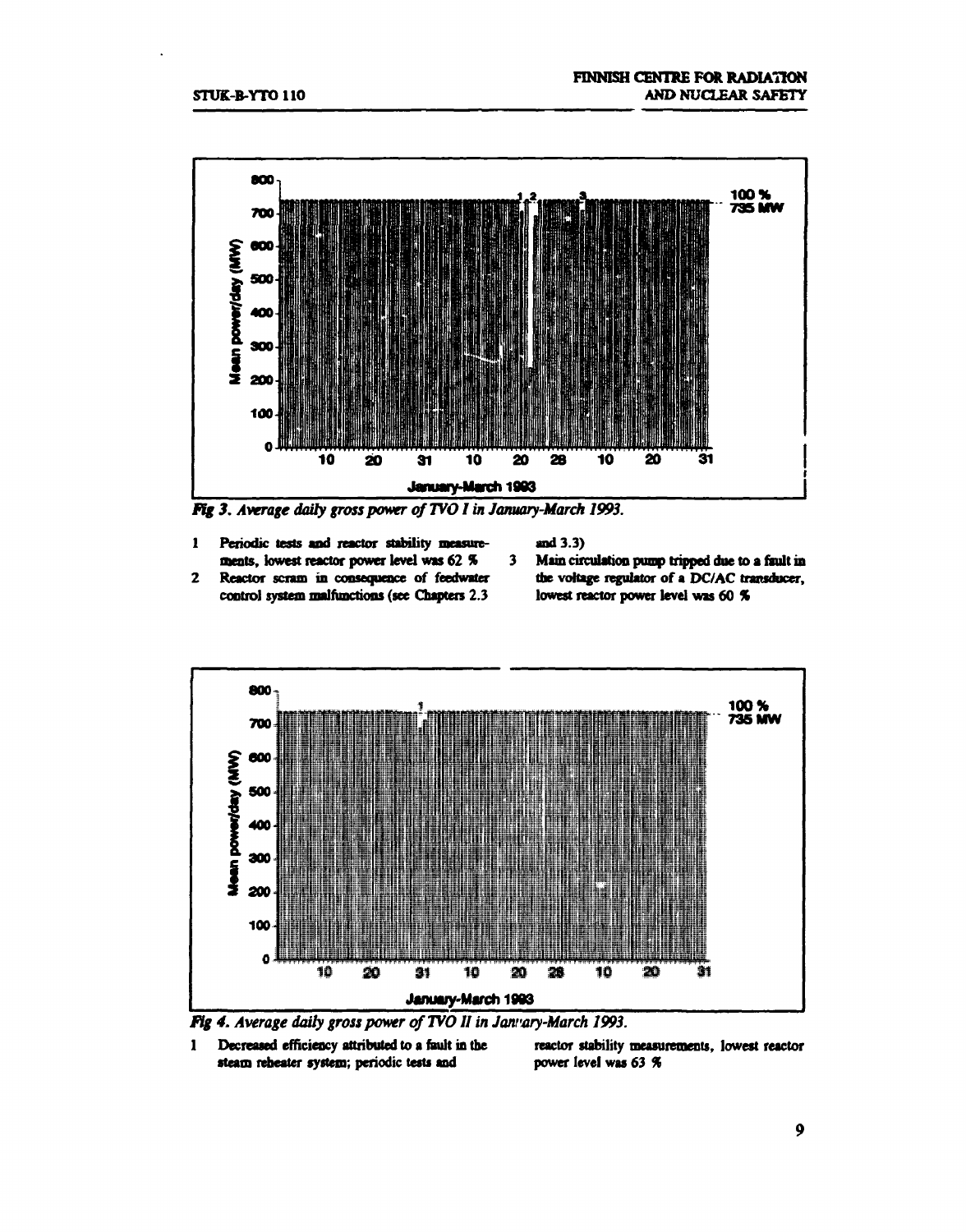*Fig 3. Average daily gross power of TVO I in January-March 1993.*

1. Periodic tests and reactor stability measurements, lowest reactor power level was 62 %
2. Reactor scram in consequence of feedwater control system malfunctions (see Chapters 2.3 and 3.3)
3. Main circulation pump tripped due to a fault in the voltage regulator of a DC/AC transducer, lowest reactor power level was 60 %

*Fig 4. Average daily gross power of TVO II in January-March 1993.*

1. Decreased efficiency attributed to a fault in the steam reheater system; periodic tests and reactor stability measurements, lowest reactor power level was 63 %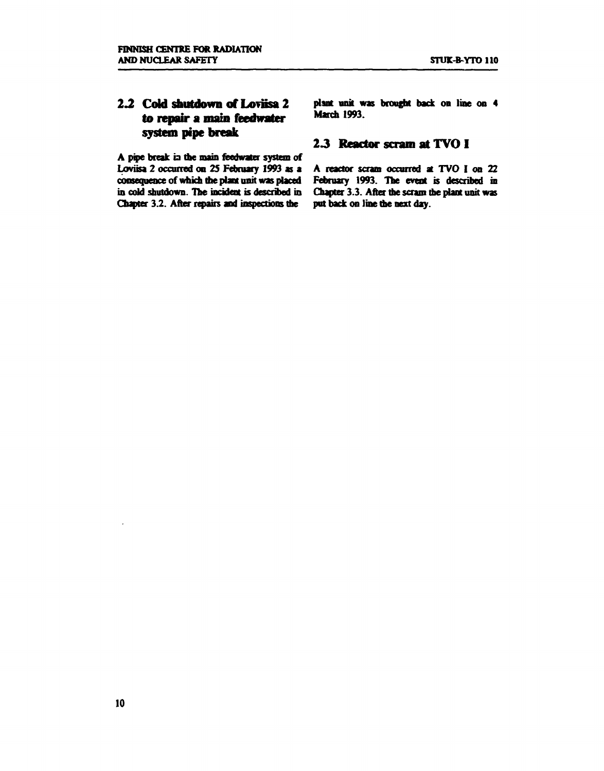## 2.2 Cold shutdown of Loviisa 2 to repair a main feedwater system pipe break

A pipe break in the main feedwater system of Loviisa 2 occurred on 25 February 1993 as a consequence of which the plant unit was placed in cold shutdown. The incident is described in Chapter 3.2. After repairs and inspections the plant unit was brought back on line on 4 March 1993.

## 2.3 Reactor scram at TVO I

A reactor scram occurred at TVO I on 22 February 1993. The event is described in Chapter 3.3. After the scram the plant unit was put back on line the next day.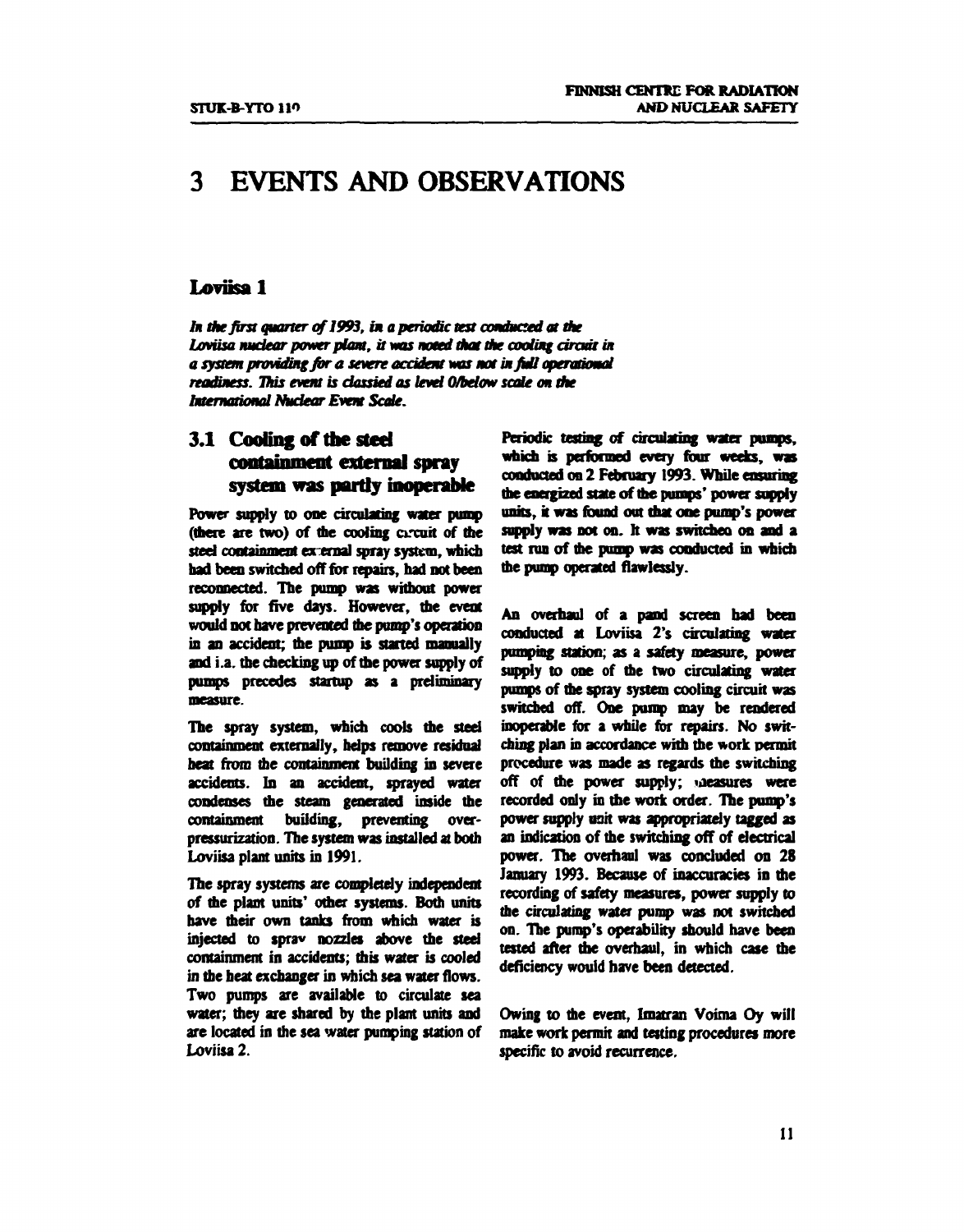# 3 EVENTS AND OBSERVATIONS

## Loviisa 1

*In the first quarter of 1993, in a periodic test conducted at the Loviisa nuclear power plant, it was noted that the cooling circuit in a system providing for a severe accident was not in full operational readiness. This event is classied as level 0/below scale on the International Nuclear Event Scale.*

### 3.1 Cooling of the steel containment external spray system was partly inoperable

Power supply to one circulating water pump (there are two) of the cooling circuit of the steel containment external spray system, which had been switched off for repairs, had not been reconnected. The pump was without power supply for five days. However, the event would not have prevented the pump's operation in an accident; the pump is started manually and i.a. the checking up of the power supply of pumps precedes startup as a preliminary measure.

The spray system, which cools the steel containment externally, helps remove residual heat from the containment building in severe accidents. In an accident, sprayed water condenses the steam generated inside the containment building, preventing over-pressurization. The system was installed at both Loviisa plant units in 1991.

The spray systems are completely independent of the plant units' other systems. Both units have their own tanks from which water is injected to spray nozzles above the steel containment in accidents; this water is cooled in the heat exchanger in which sea water flows. Two pumps are available to circulate sea water; they are shared by the plant units and are located in the sea water pumping station of Loviisa 2.

Periodic testing of circulating water pumps, which is performed every four weeks, was conducted on 2 February 1993. While ensuring the energized state of the pumps' power supply units, it was found out that one pump's power supply was not on. It was switched on and a test run of the pump was conducted in which the pump operated flawlessly.

An overhaul of a pand screen had been conducted at Loviisa 2's circulating water pumping station; as a safety measure, power supply to one of the two circulating water pumps of the spray system cooling circuit was switched off. One pump may be rendered inoperable for a while for repairs. No switching plan in accordance with the work permit procedure was made as regards the switching off of the power supply; measures were recorded only in the work order. The pump's power supply unit was appropriately tagged as an indication of the switching off of electrical power. The overhaul was concluded on 28 January 1993. Because of inaccuracies in the recording of safety measures, power supply to the circulating water pump was not switched on. The pump's operability should have been tested after the overhaul, in which case the deficiency would have been detected.

Owing to the event, Imatran Voima Oy will make work permit and testing procedures more specific to avoid recurrence.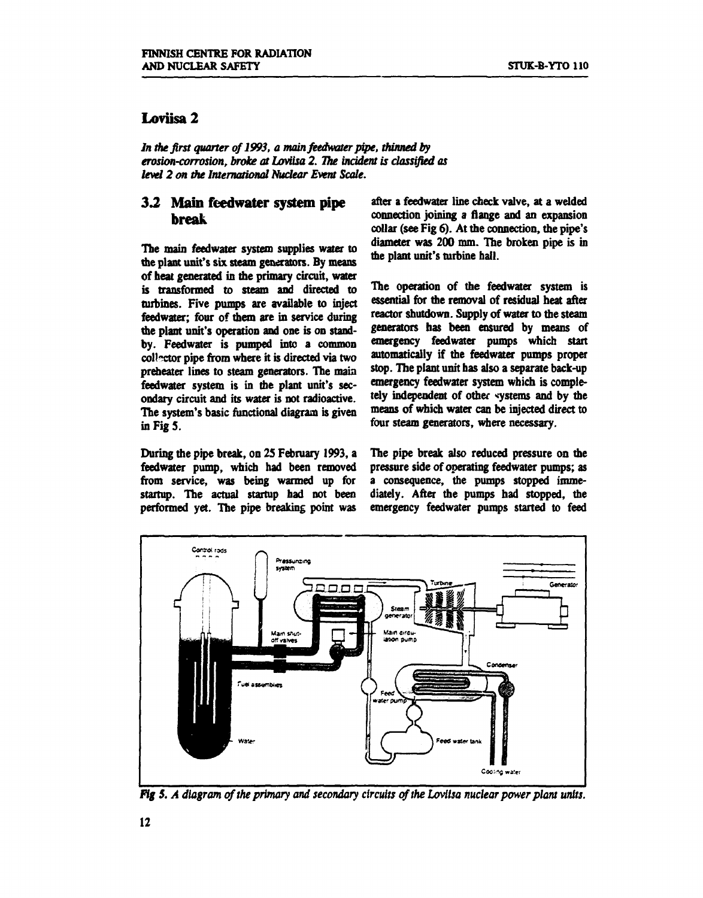## Loviisa 2

*In the first quarter of 1993, a main feedwater pipe, thinned by erosion-corrosion, broke at Loviisa 2. The incident is classified as level 2 on the International Nuclear Event Scale.*

### 3.2 Main feedwater system pipe break

The main feedwater system supplies water to the plant unit's six steam generators. By means of heat generated in the primary circuit, water is transformed to steam and directed to turbines. Five pumps are available to inject feedwater; four of them are in service during the plant unit's operation and one is on standby. Feedwater is pumped into a common collector pipe from where it is directed via two preheater lines to steam generators. The main feedwater system is in the plant unit's secondary circuit and its water is not radioactive. The system's basic functional diagram is given in Fig 5.

During the pipe break, on 25 February 1993, a feedwater pump, which had been removed from service, was being warmed up for startup. The actual startup had not been performed yet. The pipe breaking point was after a feedwater line check valve, at a welded connection joining a flange and an expansion collar (see Fig 6). At the connection, the pipe's diameter was 200 mm. The broken pipe is in the plant unit's turbine hall.

The operation of the feedwater system is essential for the removal of residual heat after reactor shutdown. Supply of water to the steam generators has been ensured by means of emergency feedwater pumps which start automatically if the feedwater pumps proper stop. The plant unit has also a separate back-up emergency feedwater system which is completely independent of other systems and by the means of which water can be injected direct to four steam generators, where necessary.

The pipe break also reduced pressure on the pressure side of operating feedwater pumps; as a consequence, the pumps stopped immediately. After the pumps had stopped, the emergency feedwater pumps started to feed

*Fig 5. A diagram of the primary and secondary circuits of the Loviisa nuclear power plant units.*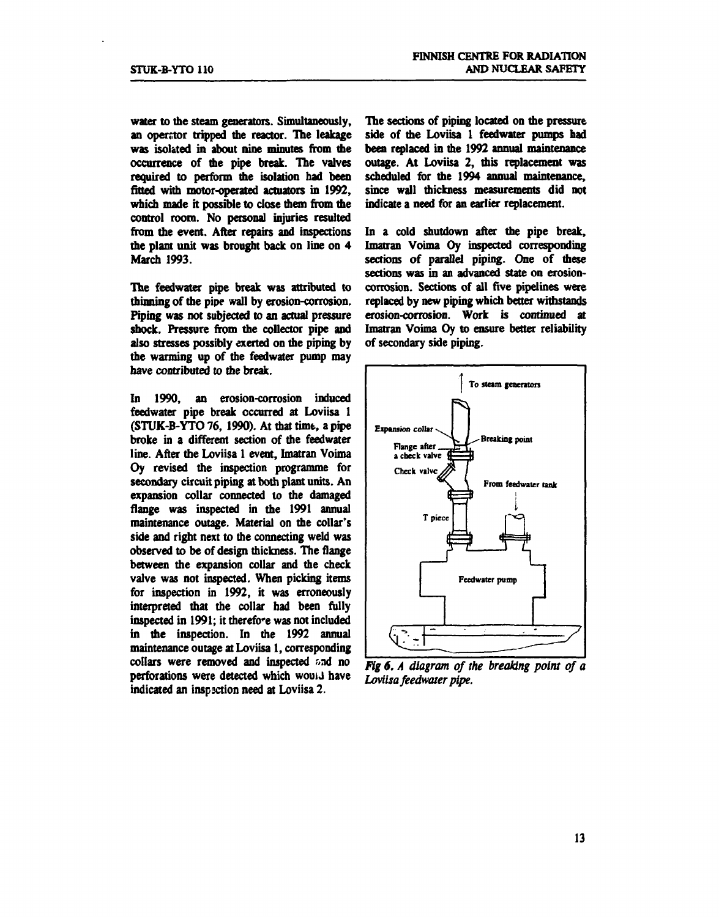water to the steam generators. Simultaneously, an operator tripped the reactor. The leakage was isolated in about nine minutes from the occurrence of the pipe break. The valves required to perform the isolation had been fitted with motor-operated actuators in 1992, which made it possible to close them from the control room. No personal injuries resulted from the event. After repairs and inspections the plant unit was brought back on line on 4 March 1993.

The feedwater pipe break was attributed to thinning of the pipe wall by erosion-corrosion. Piping was not subjected to an actual pressure shock. Pressure from the collector pipe and also stresses possibly exerted on the piping by the warming up of the feedwater pump may have contributed to the break.

In 1990, an erosion-corrosion induced feedwater pipe break occurred at Loviisa 1 (STUK-B-YTO 76, 1990). At that time, a pipe broke in a different section of the feedwater line. After the Loviisa 1 event, Imatran Voima Oy revised the inspection programme for secondary circuit piping at both plant units. An expansion collar connected to the damaged flange was inspected in the 1991 annual maintenance outage. Material on the collar's side and right next to the connecting weld was observed to be of design thickness. The flange between the expansion collar and the check valve was not inspected. When picking items for inspection in 1992, it was erroneously interpreted that the collar had been fully inspected in 1991; it therefore was not included in the inspection. In the 1992 annual maintenance outage at Loviisa 1, corresponding collars were removed and inspected and no perforations were detected which would have indicated an inspection need at Loviisa 2.

The sections of piping located on the pressure side of the Loviisa 1 feedwater pumps had been replaced in the 1992 annual maintenance outage. At Loviisa 2, this replacement was scheduled for the 1994 annual maintenance, since wall thickness measurements did not indicate a need for an earlier replacement.

In a cold shutdown after the pipe break, Imatran Voima Oy inspected corresponding sections of parallel piping. One of these sections was in an advanced state on erosion-corrosion. Sections of all five pipelines were replaced by new piping which better withstands erosion-corrosion. Work is continued at Imatran Voima Oy to ensure better reliability of secondary side piping.

*Fig 6. A diagram of the breaking point of a Loviisa feedwater pipe.*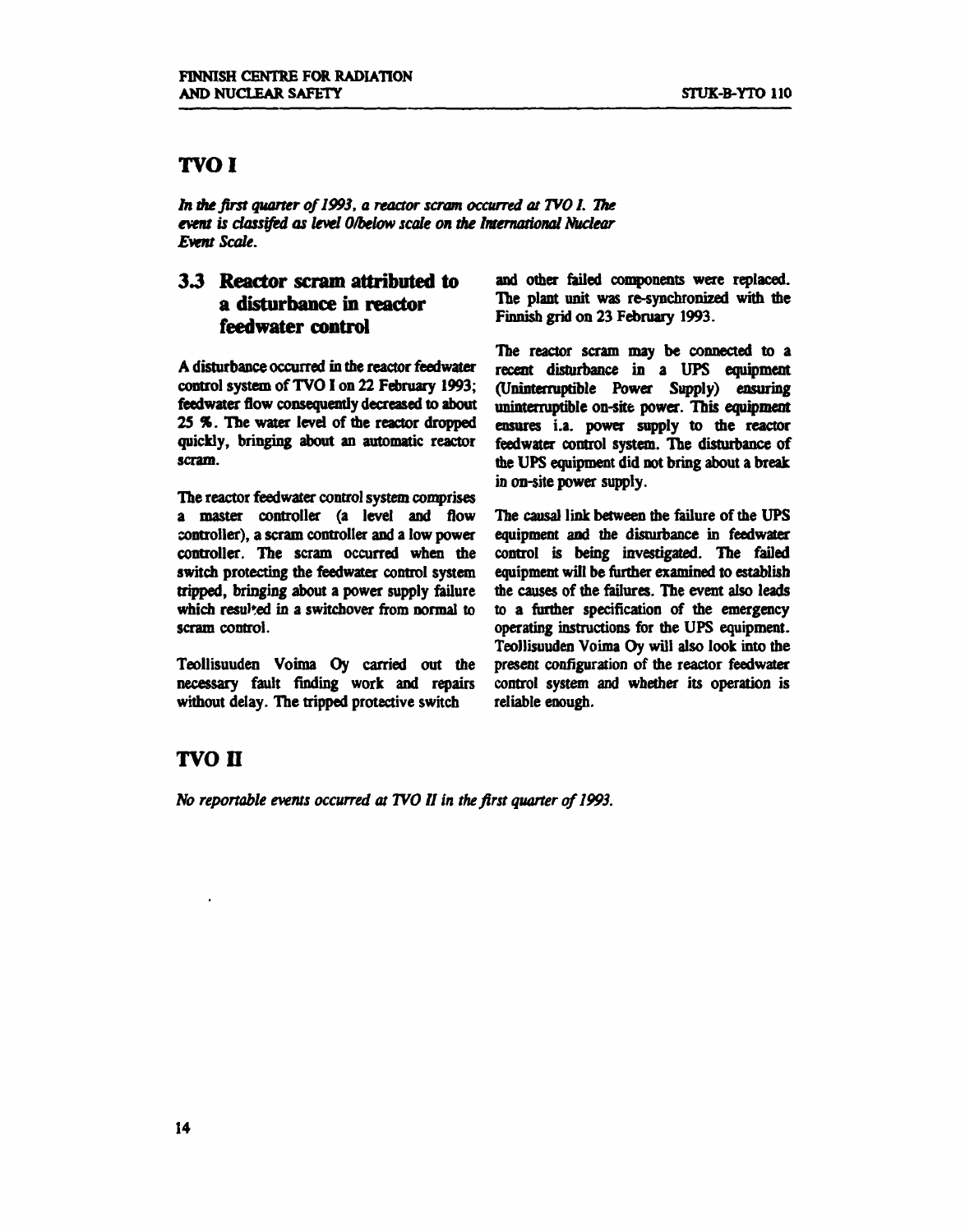## TVO I

*In the first quarter of 1993, a reactor scram occurred at TVO I. The event is classifed as level 0/below scale on the International Nuclear Event Scale.*

### 3.3 Reactor scram attributed to a disturbance in reactor feedwater control

A disturbance occurred in the reactor feedwater control system of TVO I on 22 February 1993; feedwater flow consequently decreased to about 25 %. The water level of the reactor dropped quickly, bringing about an automatic reactor scram.

The reactor feedwater control system comprises a master controller (a level and flow controller), a scram controller and a low power controller. The scram occurred when the switch protecting the feedwater control system tripped, bringing about a power supply failure which resulted in a switchover from normal to scram control.

Teollisuuden Voima Oy carried out the necessary fault finding work and repairs without delay. The tripped protective switch and other failed components were replaced. The plant unit was re-synchronized with the Finnish grid on 23 February 1993.

The reactor scram may be connected to a recent disturbance in a UPS equipment (Uninterruptible Power Supply) ensuring uninterruptible on-site power. This equipment ensures i.a. power supply to the reactor feedwater control system. The disturbance of the UPS equipment did not bring about a break in on-site power supply.

The causal link between the failure of the UPS equipment and the disturbance in feedwater control is being investigated. The failed equipment will be further examined to establish the causes of the failures. The event also leads to a further specification of the emergency operating instructions for the UPS equipment. Teollisuuden Voima Oy will also look into the present configuration of the reactor feedwater control system and whether its operation is reliable enough.

## TVO II

*No reportable events occurred at TVO II in the first quarter of 1993.*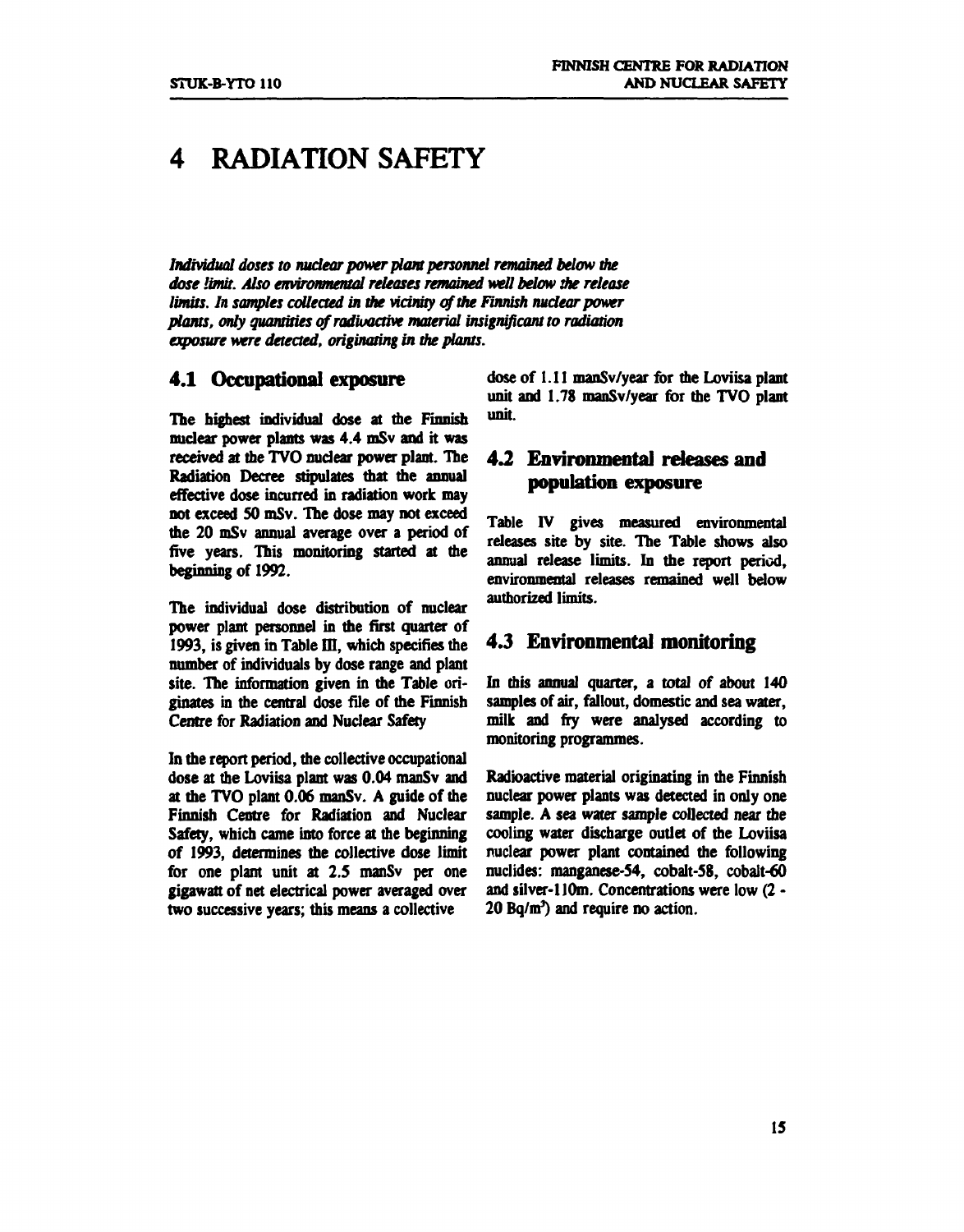# 4 RADIATION SAFETY

*Individual doses to nuclear power plant personnel remained below the dose limit. Also environmental releases remained well below the release limits. In samples collected in the vicinity of the Finnish nuclear power plants, only quantities of radioactive material insignificant to radiation exposure were detected, originating in the plants.*

## 4.1 Occupational exposure

The highest individual dose at the Finnish nuclear power plants was 4.4 mSv and it was received at the TVO nuclear power plant. The Radiation Decree stipulates that the annual effective dose incurred in radiation work may not exceed 50 mSv. The dose may not exceed the 20 mSv annual average over a period of five years. This monitoring started at the beginning of 1992.

The individual dose distribution of nuclear power plant personnel in the first quarter of 1993, is given in Table III, which specifies the number of individuals by dose range and plant site. The information given in the Table originates in the central dose file of the Finnish Centre for Radiation and Nuclear Safety

In the report period, the collective occupational dose at the Loviisa plant was 0.04 manSv and at the TVO plant 0.06 manSv. A guide of the Finnish Centre for Radiation and Nuclear Safety, which came into force at the beginning of 1993, determines the collective dose limit for one plant unit at 2.5 manSv per one gigawatt of net electrical power averaged over two successive years; this means a collective dose of 1.11 manSv/year for the Loviisa plant unit and 1.78 manSv/year for the TVO plant unit.

## 4.2 Environmental releases and population exposure

Table IV gives measured environmental releases site by site. The Table shows also annual release limits. In the report period, environmental releases remained well below authorized limits.

## 4.3 Environmental monitoring

In this annual quarter, a total of about 140 samples of air, fallout, domestic and sea water, milk and fry were analysed according to monitoring programmes.

Radioactive material originating in the Finnish nuclear power plants was detected in only one sample. A sea water sample collected near the cooling water discharge outlet of the Loviisa nuclear power plant contained the following nuclides: manganese-54, cobalt-58, cobalt-60 and silver-110m. Concentrations were low (2 - 20 Bq/m$^3$) and require no action.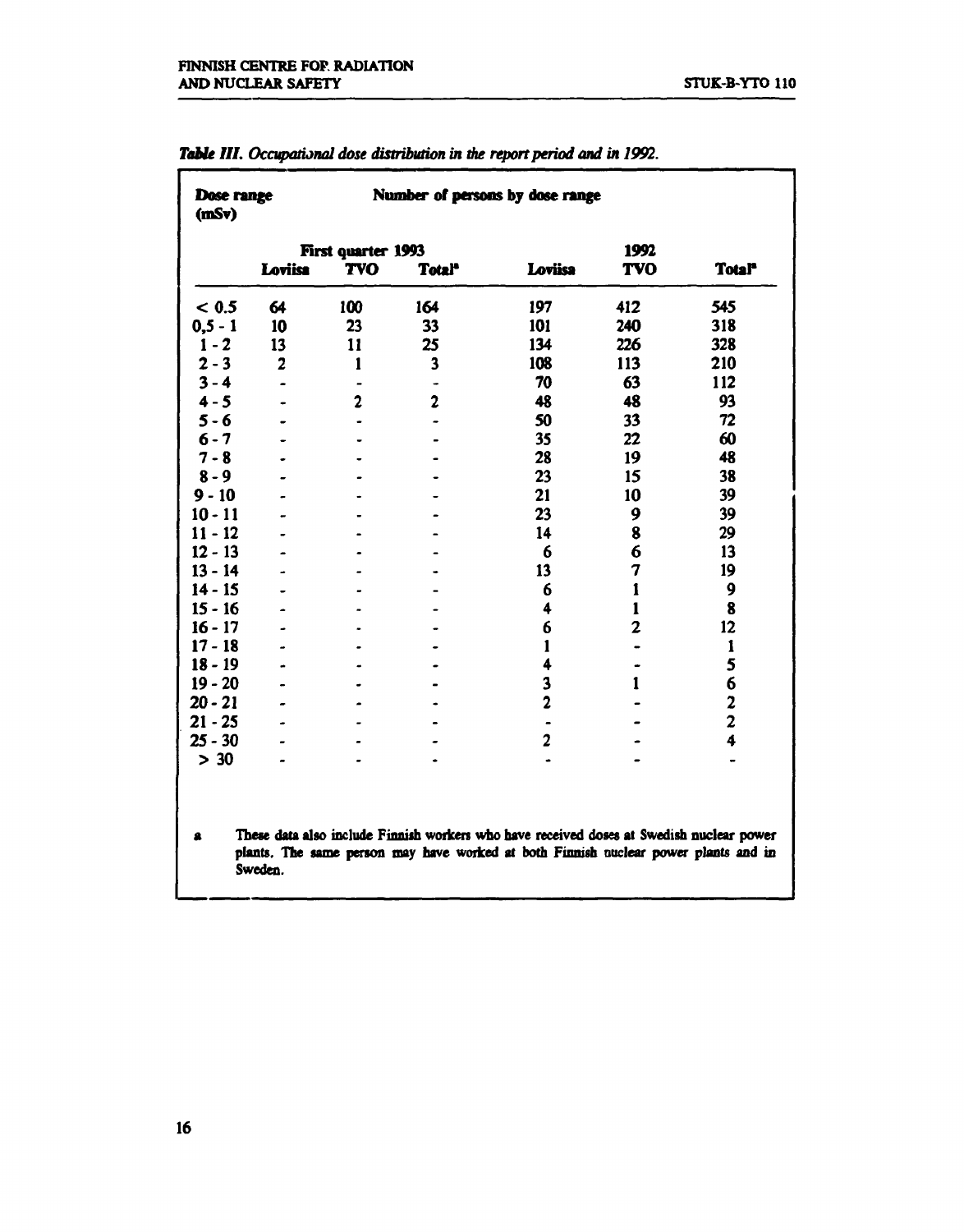*Table III. Occupational dose distribution in the report period and in 1992.*

| Dose range (mSv) | Number of persons by dose range | | | | | |
|---|---|---|---|---|---|---|
| | First quarter 1993 | | | 1992 | | |
| | Loviisa | TVO | Total[a] | Loviisa | TVO | Total[a] |
| < 0.5 | 64 | 100 | 164 | 197 | 412 | 545 |
| 0,5 - 1 | 10 | 23 | 33 | 101 | 240 | 318 |
| 1 - 2 | 13 | 11 | 25 | 134 | 226 | 328 |
| 2 - 3 | 2 | 1 | 3 | 108 | 113 | 210 |
| 3 - 4 | - | - | - | 70 | 63 | 112 |
| 4 - 5 | - | 2 | 2 | 48 | 48 | 93 |
| 5 - 6 | - | - | - | 50 | 33 | 72 |
| 6 - 7 | - | - | - | 35 | 22 | 60 |
| 7 - 8 | - | - | - | 28 | 19 | 48 |
| 8 - 9 | - | - | - | 23 | 15 | 38 |
| 9 - 10 | - | - | - | 21 | 10 | 39 |
| 10 - 11 | - | - | - | 23 | 9 | 39 |
| 11 - 12 | - | - | - | 14 | 8 | 29 |
| 12 - 13 | - | - | - | 6 | 6 | 13 |
| 13 - 14 | - | - | - | 13 | 7 | 19 |
| 14 - 15 | - | - | - | 6 | 1 | 9 |
| 15 - 16 | - | - | - | 4 | 1 | 8 |
| 16 - 17 | - | - | - | 6 | 2 | 12 |
| 17 - 18 | - | - | - | 1 | - | 1 |
| 18 - 19 | - | - | - | 4 | - | 5 |
| 19 - 20 | - | - | - | 3 | 1 | 6 |
| 20 - 21 | - | - | - | 2 | - | 2 |
| 21 - 25 | - | - | - | - | - | 2 |
| 25 - 30 | - | - | - | 2 | - | 4 |
| > 30 | - | - | - | - | - | - |

a These data also include Finnish workers who have received doses at Swedish nuclear power plants. The same person may have worked at both Finnish nuclear power plants and in Sweden.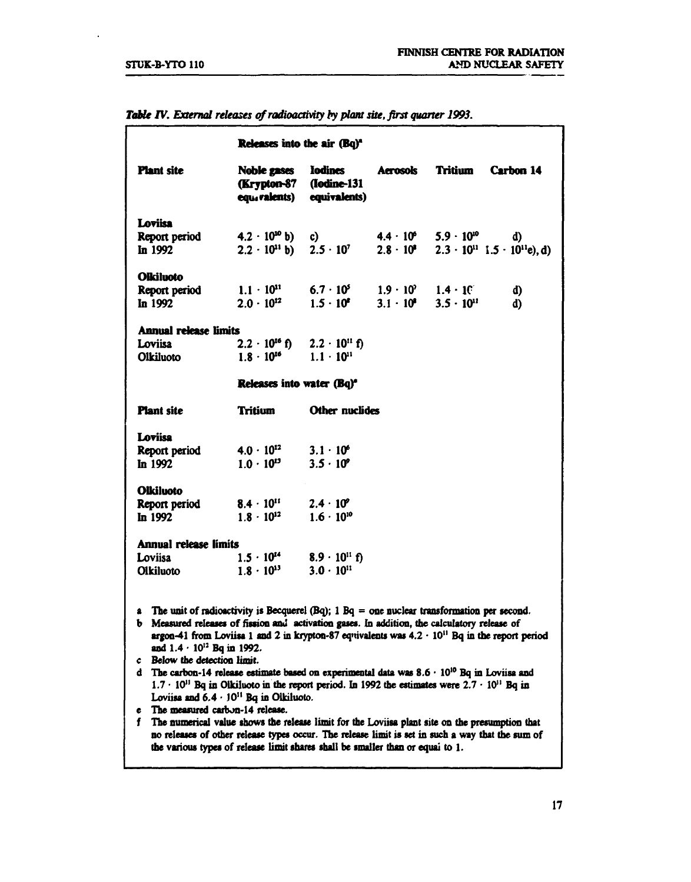*Table IV. External releases of radioactivity by plant site, first quarter 1993.*

| | Releases into the air (Bq)[a] | | | | |
|---|---|---|---|---|---|
| **Plant site** | **Noble gases (Krypton-87 equivalents)** | **Iodines (Iodine-131 equivalents)** | **Aerosols** | **Tritium** | **Carbon 14** |
| **Loviisa** | | | | | |
| Report period | $4.2 \cdot 10^{10}$ b) | c) | $4.4 \cdot 10^{6}$ | $5.9 \cdot 10^{10}$ | d) |
| In 1992 | $2.2 \cdot 10^{11}$ b) | $2.5 \cdot 10^{7}$ | $2.8 \cdot 10^{8}$ | $2.3 \cdot 10^{11}$ | $1.5 \cdot 10^{11}$e), d) |
| **Olkiluoto** | | | | | |
| Report period | $1.1 \cdot 10^{11}$ | $6.7 \cdot 10^{5}$ | $1.9 \cdot 10^{7}$ | $1.4 \cdot 10^{?}$ | d) |
| In 1992 | $2.0 \cdot 10^{12}$ | $1.5 \cdot 10^{8}$ | $3.1 \cdot 10^{8}$ | $3.5 \cdot 10^{11}$ | d) |
| **Annual release limits** | | | | | |
| Loviisa | $2.2 \cdot 10^{16}$ f) | $2.2 \cdot 10^{11}$ f) | | | |
| Olkiluoto | $1.8 \cdot 10^{16}$ | $1.1 \cdot 10^{11}$ | | | |

| | Releases into water (Bq)[a] | |
|---|---|---|
| **Plant site** | **Tritium** | **Other nuclides** |
| **Loviisa** | | |
| Report period | $4.0 \cdot 10^{12}$ | $3.1 \cdot 10^{6}$ |
| In 1992 | $1.0 \cdot 10^{13}$ | $3.5 \cdot 10^{9}$ |
| **Olkiluoto** | | |
| Report period | $8.4 \cdot 10^{11}$ | $2.4 \cdot 10^{9}$ |
| In 1992 | $1.8 \cdot 10^{12}$ | $1.6 \cdot 10^{10}$ |
| **Annual release limits** | | |
| Loviisa | $1.5 \cdot 10^{14}$ | $8.9 \cdot 10^{11}$ f) |
| Olkiluoto | $1.8 \cdot 10^{13}$ | $3.0 \cdot 10^{11}$ |

a The unit of radioactivity is Becquerel (Bq); 1 Bq = one nuclear transformation per second.
b Measured releases of fission and activation gases. In addition, the calculatory release of argon-41 from Loviisa 1 and 2 in krypton-87 equivalents was $4.2 \cdot 10^{11}$ Bq in the report period and $1.4 \cdot 10^{12}$ Bq in 1992.
c Below the detection limit.
d The carbon-14 release estimate based on experimental data was $8.6 \cdot 10^{10}$ Bq in Loviisa and $1.7 \cdot 10^{11}$ Bq in Olkiluoto in the report period. In 1992 the estimates were $2.7 \cdot 10^{11}$ Bq in Loviisa and $6.4 \cdot 10^{11}$ Bq in Olkiluoto.
e The measured carbon-14 release.
f The numerical value shows the release limit for the Loviisa plant site on the presumption that no releases of other release types occur. The release limit is set in such a way that the sum of the various types of release limit shares shall be smaller than or equal to 1.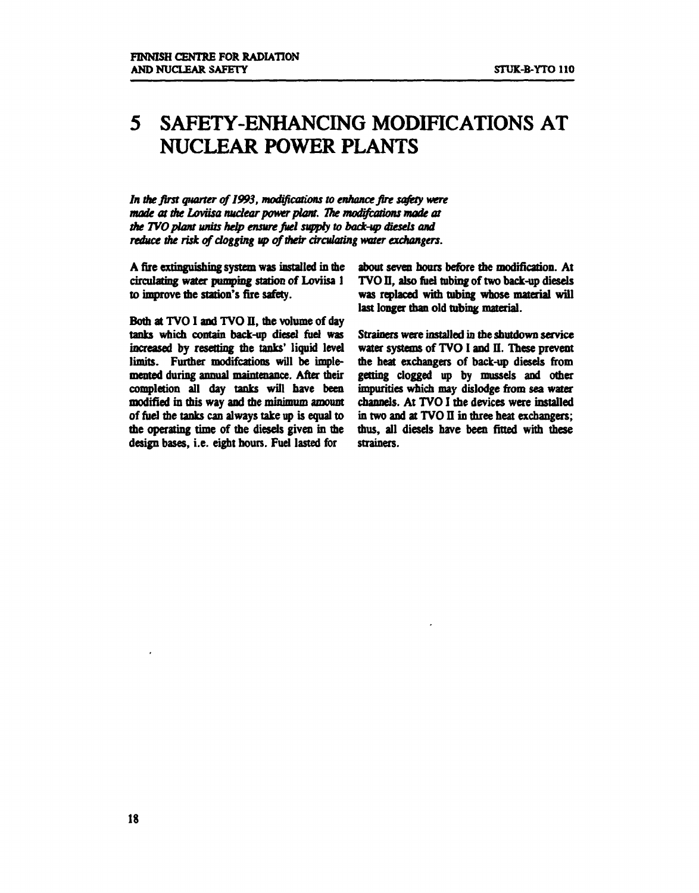# 5 SAFETY-ENHANCING MODIFICATIONS AT NUCLEAR POWER PLANTS

*In the first quarter of 1993, modifications to enhance fire safety were made at the Loviisa nuclear power plant. The modifcations made at the TVO plant units help ensure fuel supply to back-up diesels and reduce the risk of clogging up of their circulating water exchangers.*

A fire extinguishing system was installed in the circulating water pumping station of Loviisa 1 to improve the station's fire safety.

Both at TVO I and TVO II, the volume of day tanks which contain back-up diesel fuel was increased by resetting the tanks' liquid level limits. Further modifcations will be implemented during annual maintenance. After their completion all day tanks will have been modified in this way and the minimum amount of fuel the tanks can always take up is equal to the operating time of the diesels given in the design bases, i.e. eight hours. Fuel lasted for about seven hours before the modification. At TVO II, also fuel tubing of two back-up diesels was replaced with tubing whose material will last longer than old tubing material.

Strainers were installed in the shutdown service water systems of TVO I and II. These prevent the heat exchangers of back-up diesels from getting clogged up by mussels and other impurities which may dislodge from sea water channels. At TVO I the devices were installed in two and at TVO II in three heat exchangers; thus, all diesels have been fitted with these strainers.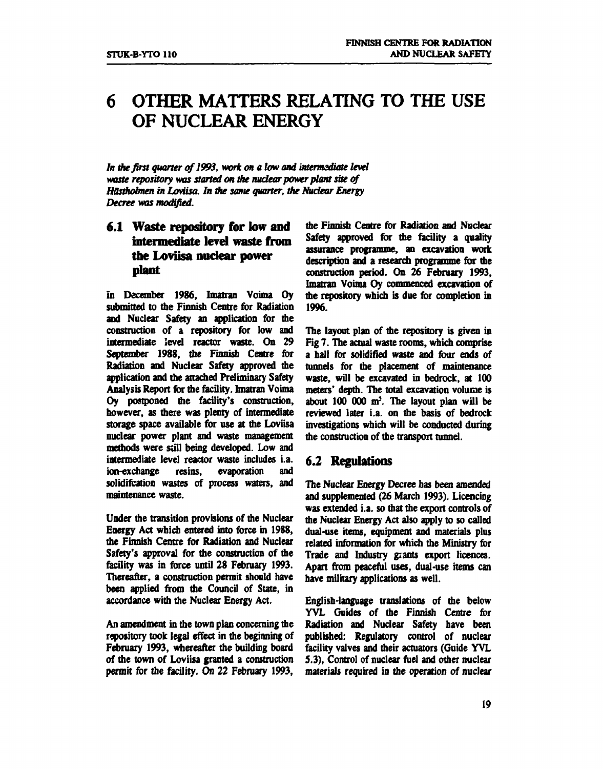# 6 OTHER MATTERS RELATING TO THE USE OF NUCLEAR ENERGY

*In the first quarter of 1993, work on a low and intermediate level waste repository was started on the nuclear power plant site of Håstholmen in Loviisa. In the same quarter, the Nuclear Energy Decree was modified.*

## 6.1 Waste repository for low and intermediate level waste from the Loviisa nuclear power plant

In December 1986, Imatran Voima Oy submitted to the Finnish Centre for Radiation and Nuclear Safety an application for the construction of a repository for low and intermediate level reactor waste. On 29 September 1988, the Finnish Centre for Radiation and Nuclear Safety approved the application and the attached Preliminary Safety Analysis Report for the facility. Imatran Voima Oy postponed the facility's construction, however, as there was plenty of intermediate storage space available for use at the Loviisa nuclear power plant and waste management methods were still being developed. Low and intermediate level reactor waste includes i.a. ion-exchange resins, evaporation and solidifcation wastes of process waters, and maintenance waste.

Under the transition provisions of the Nuclear Energy Act which entered into force in 1988, the Finnish Centre for Radiation and Nuclear Safety's approval for the construction of the facility was in force until 28 February 1993. Thereafter, a construction permit should have been applied from the Council of State, in accordance with the Nuclear Energy Act.

An amendment in the town plan concerning the repository took legal effect in the beginning of February 1993, whereafter the building board of the town of Loviisa granted a construction permit for the facility. On 22 February 1993, the Finnish Centre for Radiation and Nuclear Safety approved for the facility a quality assurance programme, an excavation work description and a research programme for the construction period. On 26 February 1993, Imatran Voima Oy commenced excavation of the repository which is due for completion in 1996.

The layout plan of the repository is given in Fig 7. The actual waste rooms, which comprise a hall for solidified waste and four ends of tunnels for the placement of maintenance waste, will be excavated in bedrock, at 100 meters' depth. The total excavation volume is about 100 000 $m^3$. The layout plan will be reviewed later i.a. on the basis of bedrock investigations which will be conducted during the construction of the transport tunnel.

## 6.2 Regulations

The Nuclear Energy Decree has been amended and supplemented (26 March 1993). Licencing was extended i.a. so that the export controls of the Nuclear Energy Act also apply to so called dual-use items, equipment and materials plus related information for which the Ministry for Trade and Industry grants export licences. Apart from peaceful uses, dual-use items can have military applications as well.

English-language translations of the below YVL Guides of the Finnish Centre for Radiation and Nuclear Safety have been published: Regulatory control of nuclear facility valves and their actuators (Guide YVL 5.3), Control of nuclear fuel and other nuclear materials required in the operation of nuclear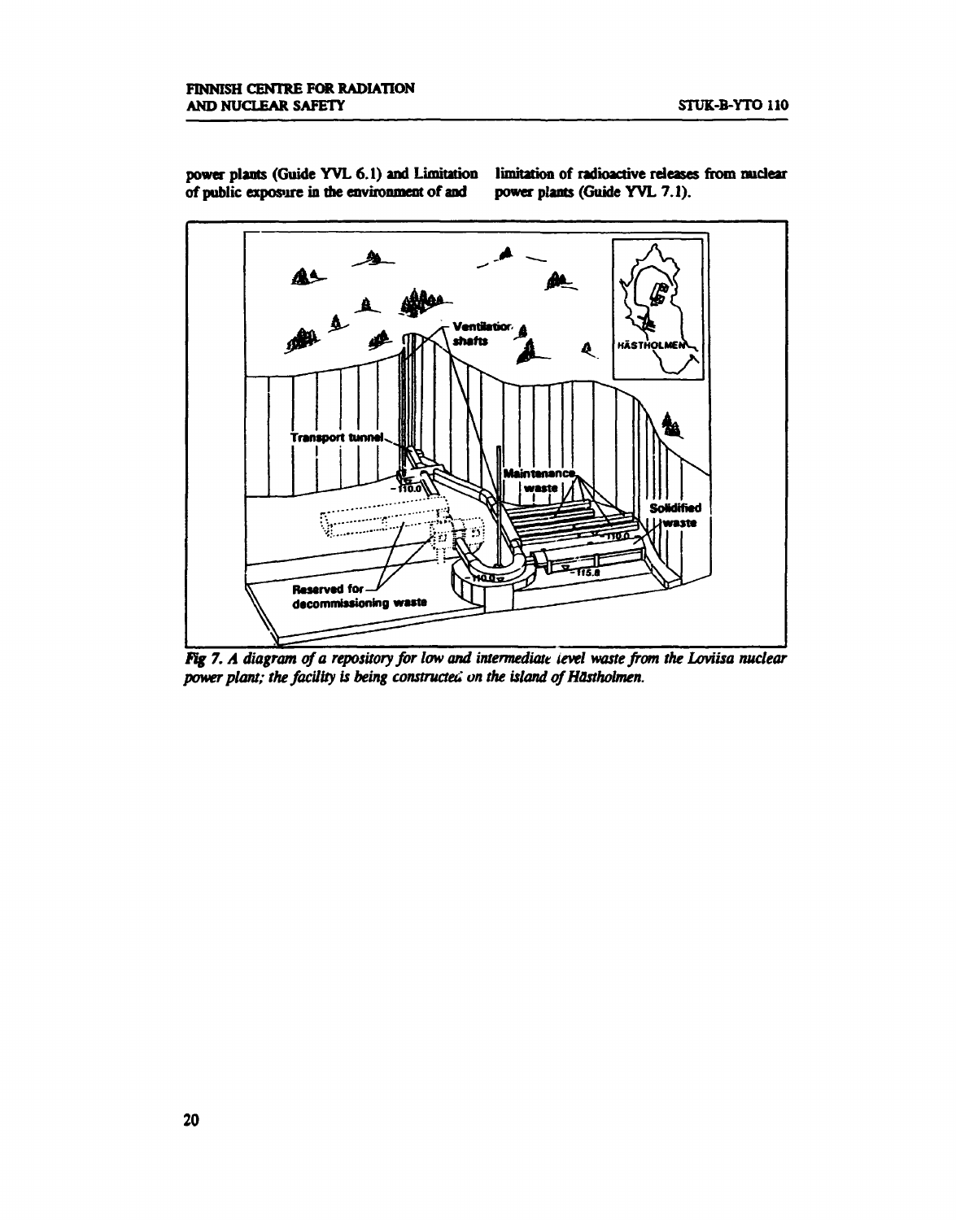power plants (Guide YVL 6.1) and Limitation of public exposure in the environment of and limitation of radioactive releases from nuclear power plants (Guide YVL 7.1).

*Fig 7. A diagram of a repository for low and intermediate level waste from the Loviisa nuclear power plant; the facility is being constructed on the island of Hästholmen.*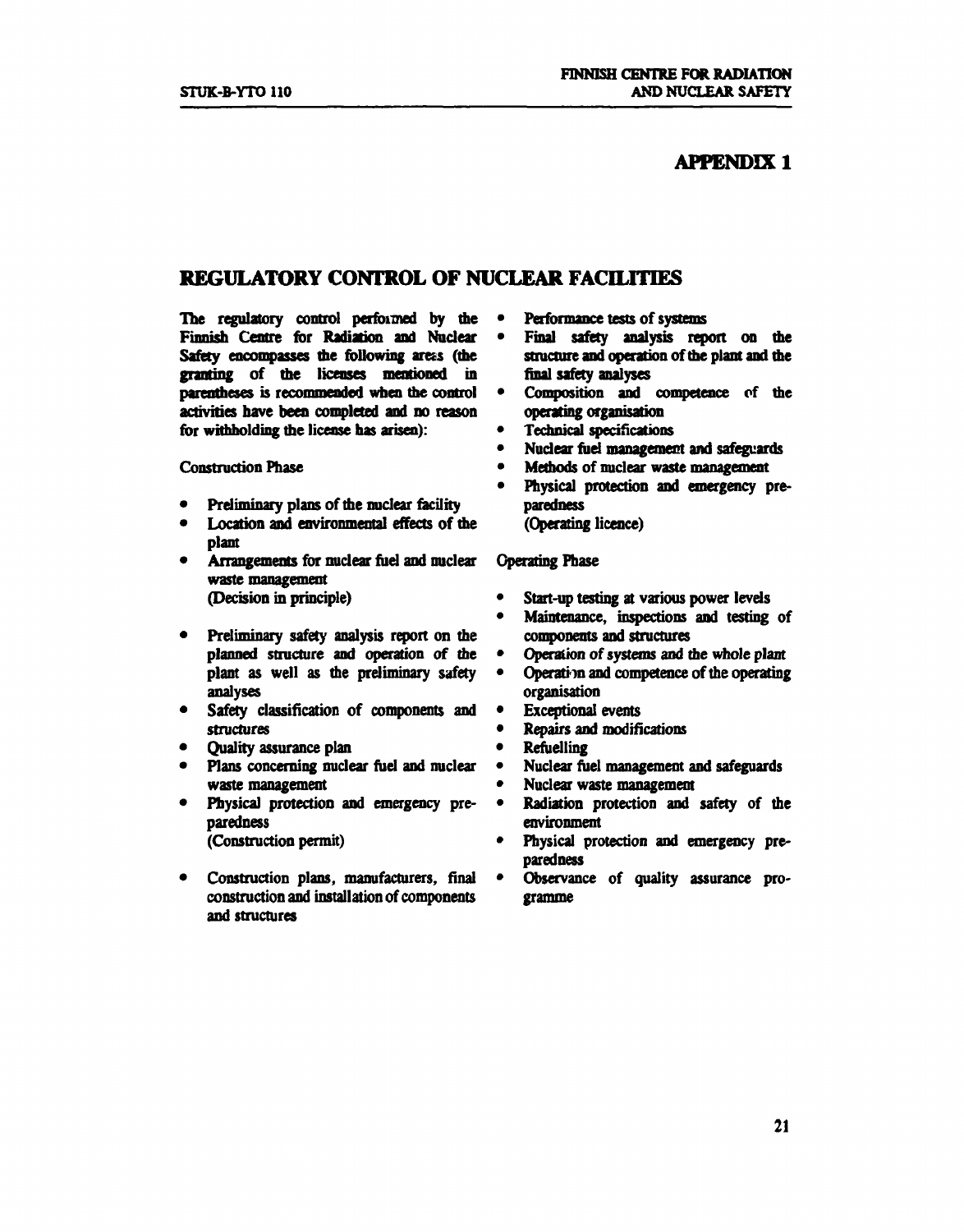# APPENDIX 1

## REGULATORY CONTROL OF NUCLEAR FACILITIES

The regulatory control performed by the Finnish Centre for Radiation and Nuclear Safety encompasses the following areas (the granting of the licenses mentioned in parentheses is recommended when the control activities have been completed and no reason for withholding the license has arisen):

Construction Phase

- Preliminary plans of the nuclear facility
- Location and environmental effects of the plant
- Arrangements for nuclear fuel and nuclear waste management
  (Decision in principle)

- Preliminary safety analysis report on the planned structure and operation of the plant as well as the preliminary safety analyses
- Safety classification of components and structures
- Quality assurance plan
- Plans concerning nuclear fuel and nuclear waste management
- Physical protection and emergency preparedness
  (Construction permit)

- Construction plans, manufacturers, final construction and installation of components and structures
- Performance tests of systems
- Final safety analysis report on the structure and operation of the plant and the final safety analyses
- Composition and competence of the operating organisation
- Technical specifications
- Nuclear fuel management and safeguards
- Methods of nuclear waste management
- Physical protection and emergency preparedness
  (Operating licence)

Operating Phase

- Start-up testing at various power levels
- Maintenance, inspections and testing of components and structures
- Operation of systems and the whole plant
- Operation and competence of the operating organisation
- Exceptional events
- Repairs and modifications
- Refuelling
- Nuclear fuel management and safeguards
- Nuclear waste management
- Radiation protection and safety of the environment
- Physical protection and emergency preparedness
- Observance of quality assurance programme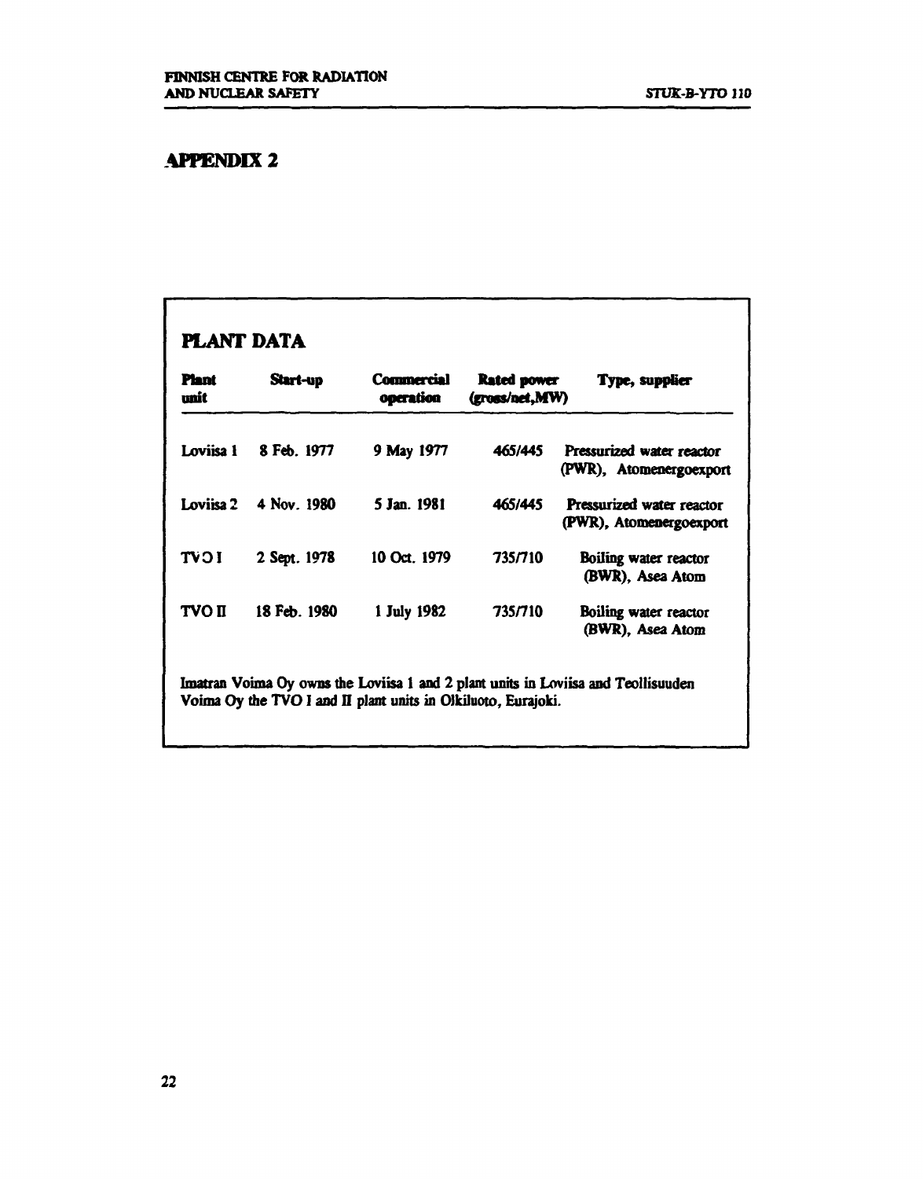# APPENDIX 2

## PLANT DATA

| Plant unit | Start-up | Commercial operation | Rated power (gross/net,MW) | Type, supplier |
|---|---|---|---|---|
| Loviisa 1 | 8 Feb. 1977 | 9 May 1977 | 465/445 | Pressurized water reactor (PWR), Atomenergoexport |
| Loviisa 2 | 4 Nov. 1980 | 5 Jan. 1981 | 465/445 | Pressurized water reactor (PWR), Atomenergoexport |
| TVO I | 2 Sept. 1978 | 10 Oct. 1979 | 735/710 | Boiling water reactor (BWR), Asea Atom |
| TVO II | 18 Feb. 1980 | 1 July 1982 | 735/710 | Boiling water reactor (BWR), Asea Atom |

Imatran Voima Oy owns the Loviisa 1 and 2 plant units in Loviisa and Teollisuuden Voima Oy the TVO I and II plant units in Olkiluoto, Eurajoki.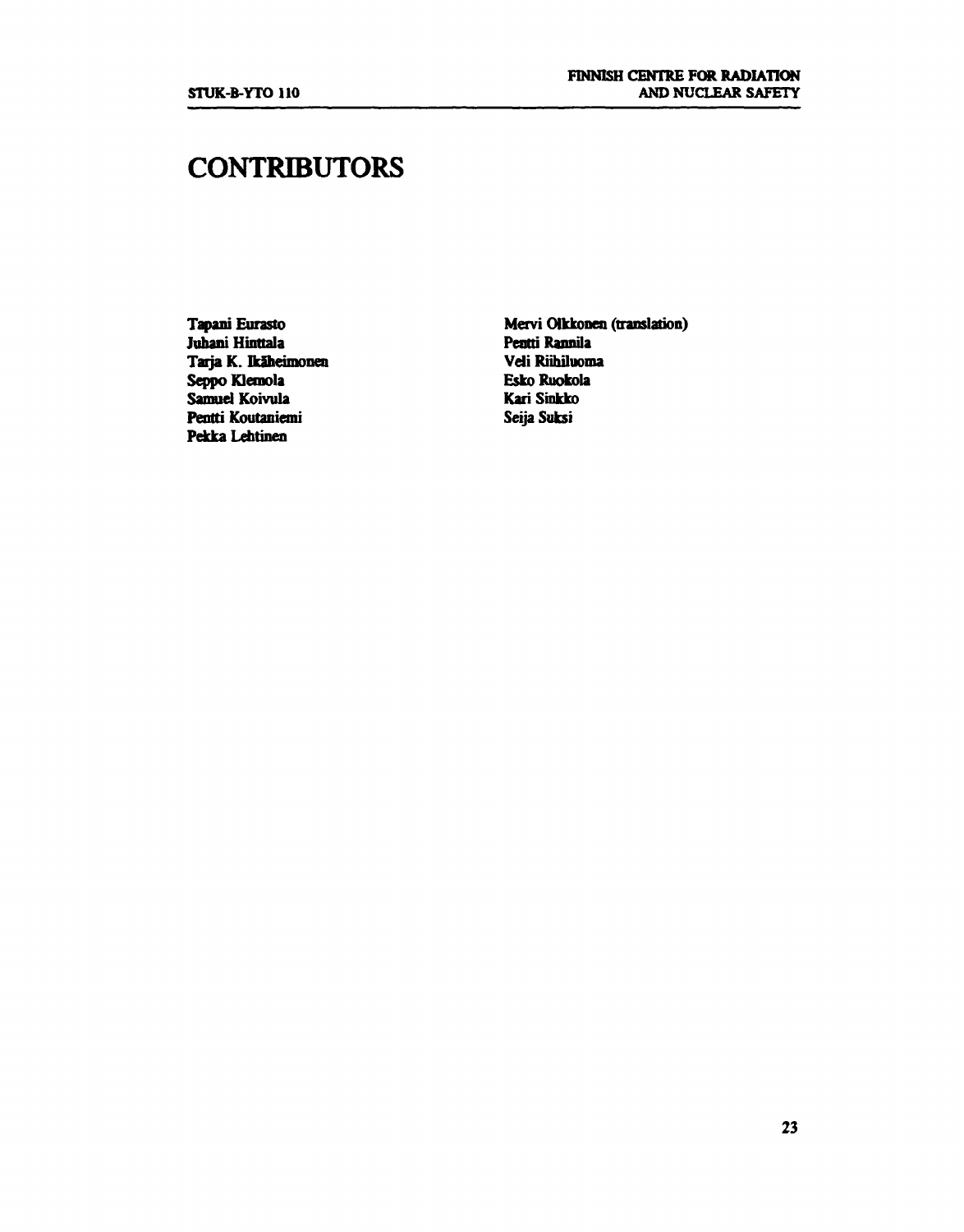# CONTRIBUTORS

**Tapani Eurasto**
**Juhani Hinttala**
**Tarja K. Ikäheimonen**
**Seppo Klemola**
**Samuel Koivula**
**Pentti Koutaniemi**
**Pekka Lehtinen**
**Mervi Olkkonen (translation)**
**Pentti Rannila**
**Veli Riihiluoma**
**Esko Ruokola**
**Kari Sinkko**
**Seija Suksi**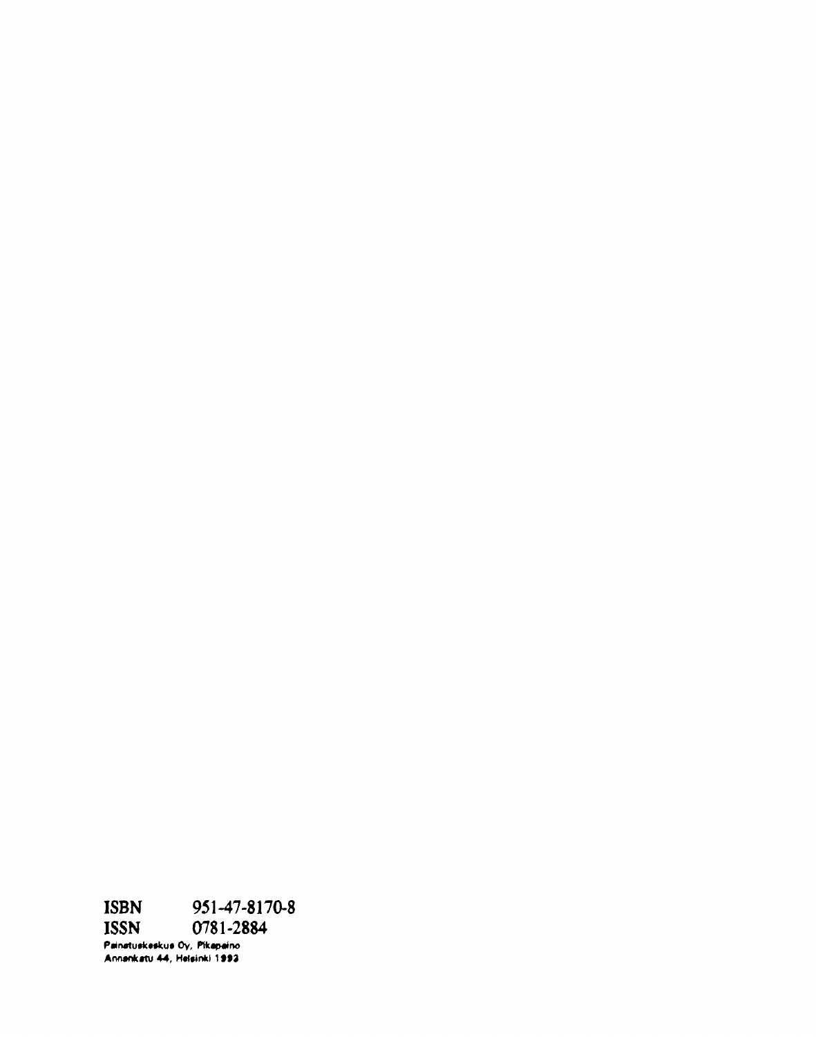ISBN 951-47-8170-8
ISSN 0781-2884

Painatuskeskus Oy, Pikapaino
Annankatu 44, Helsinki 1993